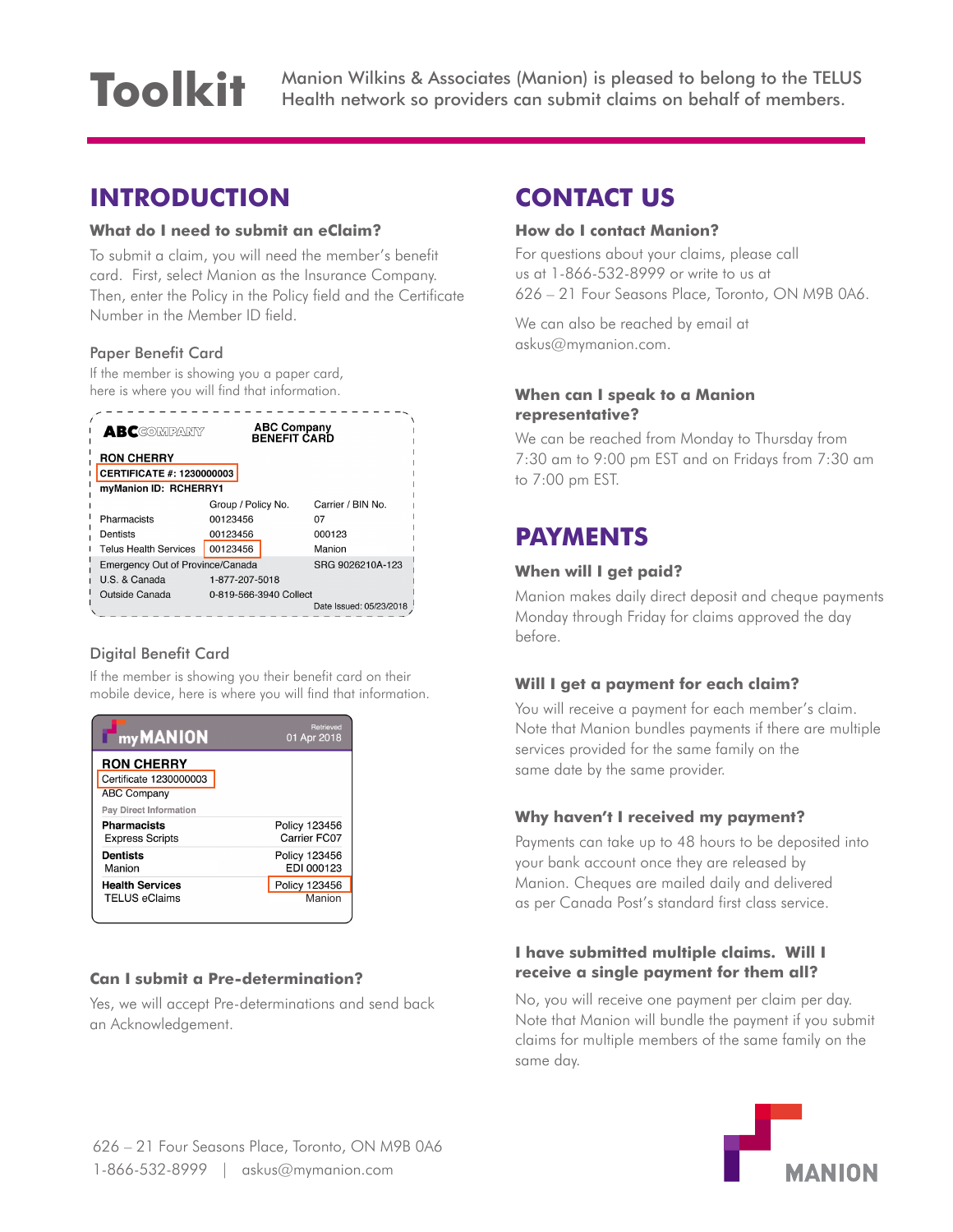# Toolkit

Manion Wilkins & Associates (Manion) is pleased to belong to the TELUS Health network so providers can submit claims on behalf of members.

## INTRODUCTION

### What do I need to submit an eClaim?

To submit a claim, you will need the member's benefit card. First, select Manion as the Insurance Company. Then, enter the Policy in the Policy field and the Certificate Number in the Member ID field.

#### Paper Benefit Card

If the member is showing you a paper card, here is where you will find that information.

ABC COMPANY — ABC Company BENEFIT CARD

RON CHERRY
CERTIFICATE #: 1230000003
myManion ID: RCHERRY1

| | Group / Policy No. | Carrier / BIN No. |
|---|---|---|
| Pharmacists | 00123456 | 07 |
| Dentists | 00123456 | 000123 |
| Telus Health Services | 00123456 | Manion |
| Emergency Out of Province/Canada | | SRG 9026210A-123 |
| U.S. & Canada | 1-877-207-5018 | |
| Outside Canada | 0-819-566-3940 Collect | |

Date Issued: 05/23/2018

#### Digital Benefit Card

If the member is showing you their benefit card on their mobile device, here is where you will find that information.

myMANION — Retrieved 01 Apr 2018

RON CHERRY
Certificate 1230000003
ABC Company

Pay Direct Information

| | |
|---|---|
| **Pharmacists** Express Scripts | Policy 123456 Carrier FC07 |
| **Dentists** Manion | Policy 123456 EDI 000123 |
| **Health Services** TELUS eClaims | Policy 123456 Manion |

### Can I submit a Pre-determination?

Yes, we will accept Pre-determinations and send back an Acknowledgement.

## CONTACT US

### How do I contact Manion?

For questions about your claims, please call us at 1-866-532-8999 or write to us at 626 – 21 Four Seasons Place, Toronto, ON M9B 0A6.

We can also be reached by email at askus@mymanion.com.

### When can I speak to a Manion representative?

We can be reached from Monday to Thursday from 7:30 am to 9:00 pm EST and on Fridays from 7:30 am to 7:00 pm EST.

## PAYMENTS

### When will I get paid?

Manion makes daily direct deposit and cheque payments Monday through Friday for claims approved the day before.

### Will I get a payment for each claim?

You will receive a payment for each member's claim. Note that Manion bundles payments if there are multiple services provided for the same family on the same date by the same provider.

### Why haven't I received my payment?

Payments can take up to 48 hours to be deposited into your bank account once they are released by Manion. Cheques are mailed daily and delivered as per Canada Post's standard first class service.

### I have submitted multiple claims. Will I receive a single payment for them all?

No, you will receive one payment per claim per day. Note that Manion will bundle the payment if you submit claims for multiple members of the same family on the same day.

626 – 21 Four Seasons Place, Toronto, ON M9B 0A6
1-866-532-8999 | askus@mymanion.com

MANION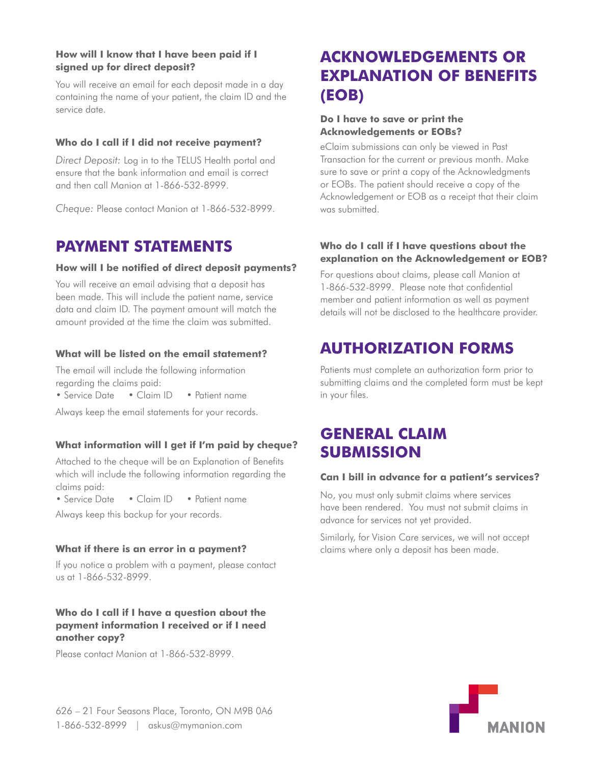### How will I know that I have been paid if I signed up for direct deposit?

You will receive an email for each deposit made in a day containing the name of your patient, the claim ID and the service date.

### Who do I call if I did not receive payment?

*Direct Deposit:* Log in to the TELUS Health portal and ensure that the bank information and email is correct and then call Manion at 1-866-532-8999.

*Cheque:* Please contact Manion at 1-866-532-8999.

## PAYMENT STATEMENTS

### How will I be notified of direct deposit payments?

You will receive an email advising that a deposit has been made. This will include the patient name, service data and claim ID. The payment amount will match the amount provided at the time the claim was submitted.

### What will be listed on the email statement?

The email will include the following information regarding the claims paid:

- Service Date
- Claim ID
- Patient name

Always keep the email statements for your records.

### What information will I get if I'm paid by cheque?

Attached to the cheque will be an Explanation of Benefits which will include the following information regarding the claims paid:

- Service Date
- Claim ID
- Patient name

Always keep this backup for your records.

### What if there is an error in a payment?

If you notice a problem with a payment, please contact us at 1-866-532-8999.

### Who do I call if I have a question about the payment information I received or if I need another copy?

Please contact Manion at 1-866-532-8999.

## ACKNOWLEDGEMENTS OR EXPLANATION OF BENEFITS (EOB)

### Do I have to save or print the Acknowledgements or EOBs?

eClaim submissions can only be viewed in Past Transaction for the current or previous month. Make sure to save or print a copy of the Acknowledgments or EOBs. The patient should receive a copy of the Acknowledgement or EOB as a receipt that their claim was submitted.

### Who do I call if I have questions about the explanation on the Acknowledgement or EOB?

For questions about claims, please call Manion at 1-866-532-8999. Please note that confidential member and patient information as well as payment details will not be disclosed to the healthcare provider.

## AUTHORIZATION FORMS

Patients must complete an authorization form prior to submitting claims and the completed form must be kept in your files.

## GENERAL CLAIM SUBMISSION

### Can I bill in advance for a patient's services?

No, you must only submit claims where services have been rendered. You must not submit claims in advance for services not yet provided.

Similarly, for Vision Care services, we will not accept claims where only a deposit has been made.

626 – 21 Four Seasons Place, Toronto, ON M9B 0A6
1-866-532-8999 | askus@mymanion.com

MANION